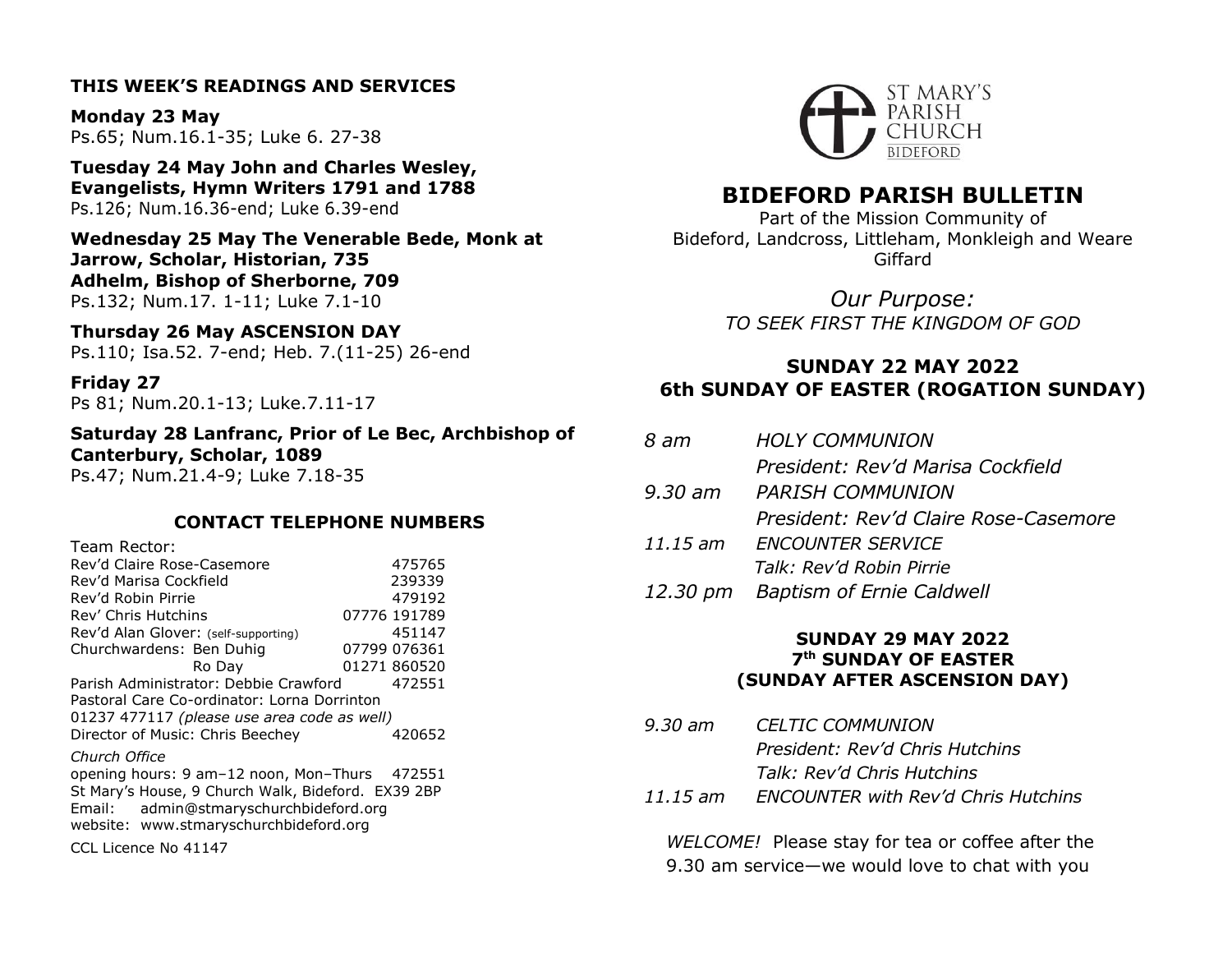## THIS WEEK'S READINGS AND SERVICES

**Monday 23 May**
Ps.65; Num.16.1-35; Luke 6. 27-38

**Tuesday 24 May John and Charles Wesley, Evangelists, Hymn Writers 1791 and 1788**
Ps.126; Num.16.36-end; Luke 6.39-end

**Wednesday 25 May The Venerable Bede, Monk at Jarrow, Scholar, Historian, 735**
**Adhelm, Bishop of Sherborne, 709**
Ps.132; Num.17. 1-11; Luke 7.1-10

**Thursday 26 May ASCENSION DAY**
Ps.110; Isa.52. 7-end; Heb. 7.(11-25) 26-end

**Friday 27**
Ps 81; Num.20.1-13; Luke.7.11-17

**Saturday 28 Lanfranc, Prior of Le Bec, Archbishop of Canterbury, Scholar, 1089**
Ps.47; Num.21.4-9; Luke 7.18-35

## CONTACT TELEPHONE NUMBERS

Team Rector:

| | |
|---|---|
| Rev'd Claire Rose-Casemore | 475765 |
| Rev'd Marisa Cockfield | 239339 |
| Rev'd Robin Pirrie | 479192 |
| Rev' Chris Hutchins | 07776 191789 |
| Rev'd Alan Glover: (self-supporting) | 451147 |
| Churchwardens: Ben Duhig | 07799 076361 |
| Ro Day | 01271 860520 |
| Parish Administrator: Debbie Crawford | 472551 |

Pastoral Care Co-ordinator: Lorna Dorrinton
01237 477117 *(please use area code as well)*
Director of Music: Chris Beechey 420652

*Church Office*
opening hours: 9 am–12 noon, Mon–Thurs 472551
St Mary's House, 9 Church Walk, Bideford. EX39 2BP
Email: admin@stmaryschurchbideford.org
website: www.stmaryschurchbideford.org

CCL Licence No 41147

ST MARY'S PARISH CHURCH BIDEFORD

# BIDEFORD PARISH BULLETIN

Part of the Mission Community of
Bideford, Landcross, Littleham, Monkleigh and Weare Giffard

*Our Purpose:*
*TO SEEK FIRST THE KINGDOM OF GOD*

## SUNDAY 22 MAY 2022
## 6th SUNDAY OF EASTER (ROGATION SUNDAY)

| | |
|---|---|
| *8 am* | *HOLY COMMUNION* |
| | *President: Rev'd Marisa Cockfield* |
| *9.30 am* | *PARISH COMMUNION* |
| | *President: Rev'd Claire Rose-Casemore* |
| *11.15 am* | *ENCOUNTER SERVICE* |
| | *Talk: Rev'd Robin Pirrie* |
| *12.30 pm* | *Baptism of Ernie Caldwell* |

## SUNDAY 29 MAY 2022
## 7th SUNDAY OF EASTER
## (SUNDAY AFTER ASCENSION DAY)

| | |
|---|---|
| *9.30 am* | *CELTIC COMMUNION* |
| | *President: Rev'd Chris Hutchins* |
| | *Talk: Rev'd Chris Hutchins* |
| *11.15 am* | *ENCOUNTER with Rev'd Chris Hutchins* |

*WELCOME!* Please stay for tea or coffee after the 9.30 am service—we would love to chat with you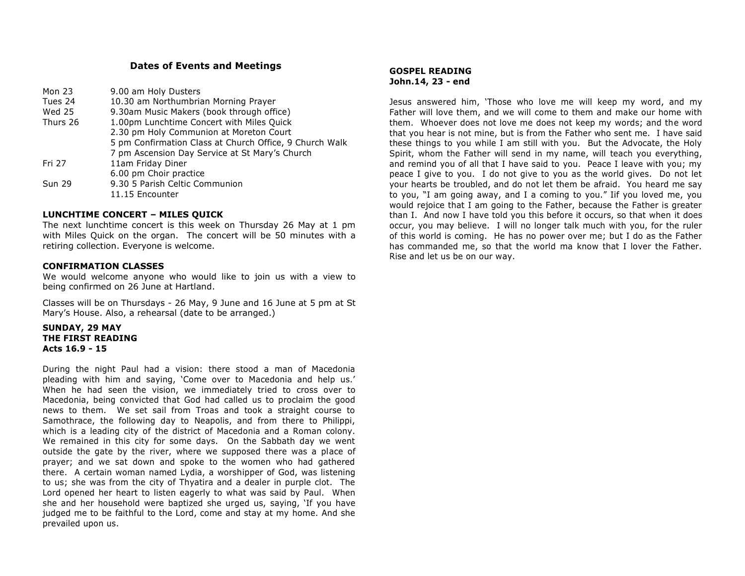## Dates of Events and Meetings

| | |
|---|---|
| Mon 23 | 9.00 am Holy Dusters |
| Tues 24 | 10.30 am Northumbrian Morning Prayer |
| Wed 25 | 9.30am Music Makers (book through office) |
| Thurs 26 | 1.00pm Lunchtime Concert with Miles Quick |
| | 2.30 pm Holy Communion at Moreton Court |
| | 5 pm Confirmation Class at Church Office, 9 Church Walk |
| | 7 pm Ascension Day Service at St Mary's Church |
| Fri 27 | 11am Friday Diner |
| | 6.00 pm Choir practice |
| Sun 29 | 9.30 5 Parish Celtic Communion |
| | 11.15 Encounter |

**LUNCHTIME CONCERT – MILES QUICK**

The next lunchtime concert is this week on Thursday 26 May at 1 pm with Miles Quick on the organ. The concert will be 50 minutes with a retiring collection. Everyone is welcome.

**CONFIRMATION CLASSES**

We would welcome anyone who would like to join us with a view to being confirmed on 26 June at Hartland.

Classes will be on Thursdays - 26 May, 9 June and 16 June at 5 pm at St Mary's House. Also, a rehearsal (date to be arranged.)

**SUNDAY, 29 MAY**
**THE FIRST READING**
**Acts 16.9 - 15**

During the night Paul had a vision: there stood a man of Macedonia pleading with him and saying, 'Come over to Macedonia and help us.' When he had seen the vision, we immediately tried to cross over to Macedonia, being convicted that God had called us to proclaim the good news to them. We set sail from Troas and took a straight course to Samothrace, the following day to Neapolis, and from there to Philippi, which is a leading city of the district of Macedonia and a Roman colony. We remained in this city for some days. On the Sabbath day we went outside the gate by the river, where we supposed there was a place of prayer; and we sat down and spoke to the women who had gathered there. A certain woman named Lydia, a worshipper of God, was listening to us; she was from the city of Thyatira and a dealer in purple clot. The Lord opened her heart to listen eagerly to what was said by Paul. When she and her household were baptized she urged us, saying, 'If you have judged me to be faithful to the Lord, come and stay at my home. And she prevailed upon us.

**GOSPEL READING**
**John.14, 23 - end**

Jesus answered him, 'Those who love me will keep my word, and my Father will love them, and we will come to them and make our home with them. Whoever does not love me does not keep my words; and the word that you hear is not mine, but is from the Father who sent me. I have said these things to you while I am still with you. But the Advocate, the Holy Spirit, whom the Father will send in my name, will teach you everything, and remind you of all that I have said to you. Peace I leave with you; my peace I give to you. I do not give to you as the world gives. Do not let your hearts be troubled, and do not let them be afraid. You heard me say to you, "I am going away, and I a coming to you." Iif you loved me, you would rejoice that I am going to the Father, because the Father is greater than I. And now I have told you this before it occurs, so that when it does occur, you may believe. I will no longer talk much with you, for the ruler of this world is coming. He has no power over me; but I do as the Father has commanded me, so that the world ma know that I lover the Father. Rise and let us be on our way.